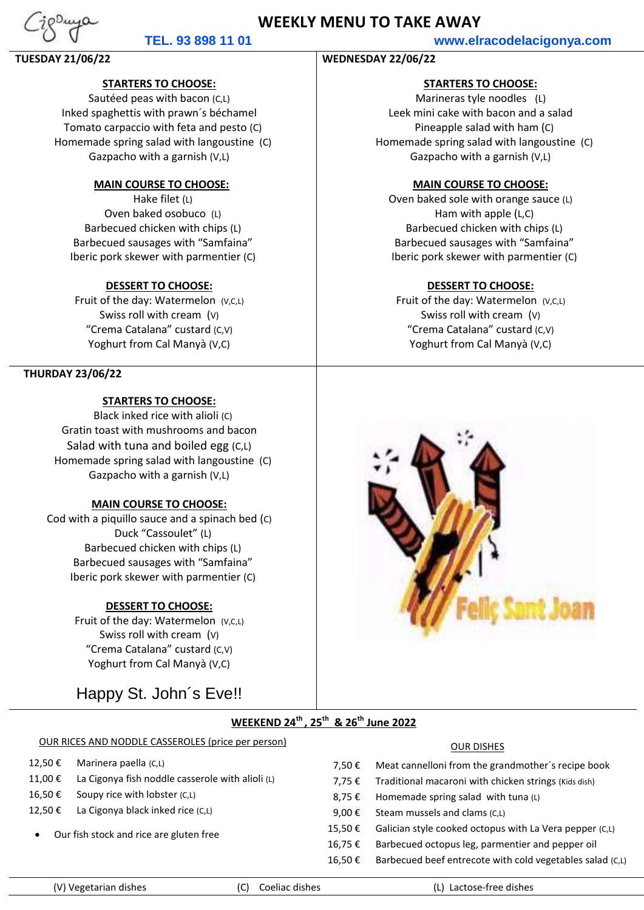# WEEKLY MENU TO TAKE AWAY

**TEL. 93 898 11 01** www.elracodelacigonya.com

## TUESDAY 21/06/22

### STARTERS TO CHOOSE:

Sautéed peas with bacon (C,L)
Inked spaghettis with prawn´s béchamel
Tomato carpaccio with feta and pesto (C)
Homemade spring salad with langoustine (C)
Gazpacho with a garnish (V,L)

### MAIN COURSE TO CHOOSE:

Hake filet (L)
Oven baked osobuco (L)
Barbecued chicken with chips (L)
Barbecued sausages with "Samfaina"
Iberic pork skewer with parmentier (C)

### DESSERT TO CHOOSE:

Fruit of the day: Watermelon (V,C,L)
Swiss roll with cream (V)
"Crema Catalana" custard (C,V)
Yoghurt from Cal Manyà (V,C)

## WEDNESDAY 22/06/22

### STARTERS TO CHOOSE:

Marineras tyle noodles (L)
Leek mini cake with bacon and a salad
Pineapple salad with ham (C)
Homemade spring salad with langoustine (C)
Gazpacho with a garnish (V,L)

### MAIN COURSE TO CHOOSE:

Oven baked sole with orange sauce (L)
Ham with apple (L,C)
Barbecued chicken with chips (L)
Barbecued sausages with "Samfaina"
Iberic pork skewer with parmentier (C)

### DESSERT TO CHOOSE:

Fruit of the day: Watermelon (V,C,L)
Swiss roll with cream (V)
"Crema Catalana" custard (C,V)
Yoghurt from Cal Manyà (V,C)

## THURDAY 23/06/22

### STARTERS TO CHOOSE:

Black inked rice with alioli (C)
Gratin toast with mushrooms and bacon
Salad with tuna and boiled egg (C,L)
Homemade spring salad with langoustine (C)
Gazpacho with a garnish (V,L)

### MAIN COURSE TO CHOOSE:

Cod with a piquillo sauce and a spinach bed (C)
Duck "Cassoulet" (L)
Barbecued chicken with chips (L)
Barbecued sausages with "Samfaina"
Iberic pork skewer with parmentier (C)

### DESSERT TO CHOOSE:

Fruit of the day: Watermelon (V,C,L)
Swiss roll with cream (V)
"Crema Catalana" custard (C,V)
Yoghurt from Cal Manyà (V,C)

Happy St. John´s Eve!!

Feliç Sant Joan

## WEEKEND 24th , 25th & 26th June 2022

### OUR RICES AND NODDLE CASSEROLES (price per person)

| Price | Dish |
|---|---|
| 12,50 € | Marinera paella (C,L) |
| 11,00 € | La Cigonya fish noddle casserole with alioli (L) |
| 16,50 € | Soupy rice with lobster (C,L) |
| 12,50 € | La Cigonya black inked rice (C,L) |

- Our fish stock and rice are gluten free

### OUR DISHES

| Price | Dish |
|---|---|
| 7,50 € | Meat cannelloni from the grandmother´s recipe book |
| 7,75 € | Traditional macaroni with chicken strings (Kids dish) |
| 8,75 € | Homemade spring salad with tuna (L) |
| 9,00 € | Steam mussels and clams (C,L) |
| 15,50 € | Galician style cooked octopus with La Vera pepper (C,L) |
| 16,75 € | Barbecued octopus leg, parmentier and pepper oil |
| 16,50 € | Barbecued beef entrecote with cold vegetables salad (C,L) |

(V) Vegetarian dishes (C) Coeliac dishes (L) Lactose-free dishes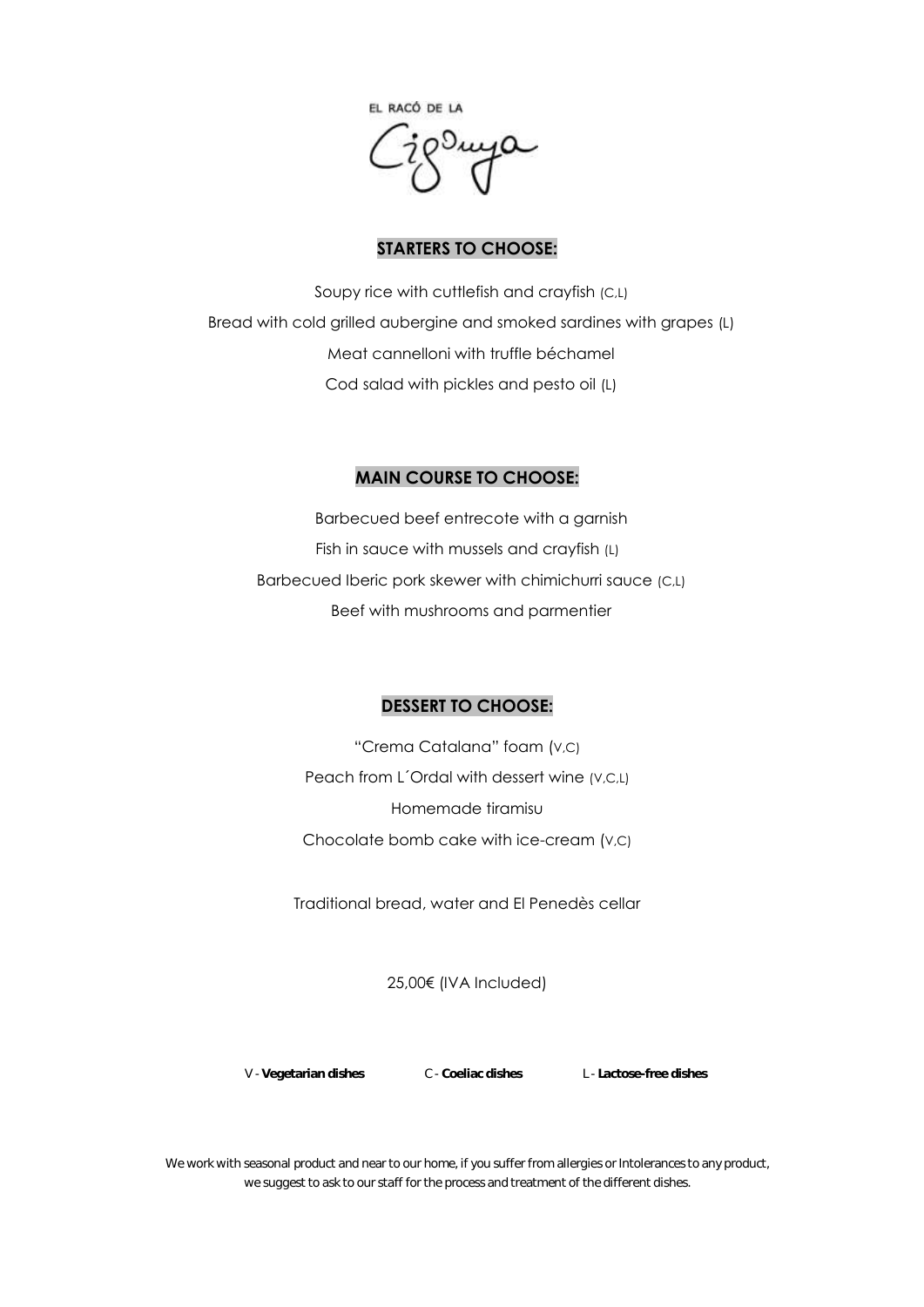EL RACÓ DE LA

Cigonya

## STARTERS TO CHOOSE:

Soupy rice with cuttlefish and crayfish (C,L)

Bread with cold grilled aubergine and smoked sardines with grapes (L)

Meat cannelloni with truffle béchamel

Cod salad with pickles and pesto oil (L)

## MAIN COURSE TO CHOOSE:

Barbecued beef entrecote with a garnish

Fish in sauce with mussels and crayfish (L)

Barbecued Iberic pork skewer with chimichurri sauce (C,L)

Beef with mushrooms and parmentier

## DESSERT TO CHOOSE:

"Crema Catalana" foam (V,C)

Peach from L´Ordal with dessert wine (V,C,L)

Homemade tiramisu

Chocolate bomb cake with ice-cream (V,C)

Traditional bread, water and El Penedès cellar

25,00€ (IVA Included)

V - **Vegetarian dishes** C - **Coeliac dishes** L - **Lactose-free dishes**

We work with seasonal product and near to our home, if you suffer from allergies or Intolerances to any product, we suggest to ask to our staff for the process and treatment of the different dishes.